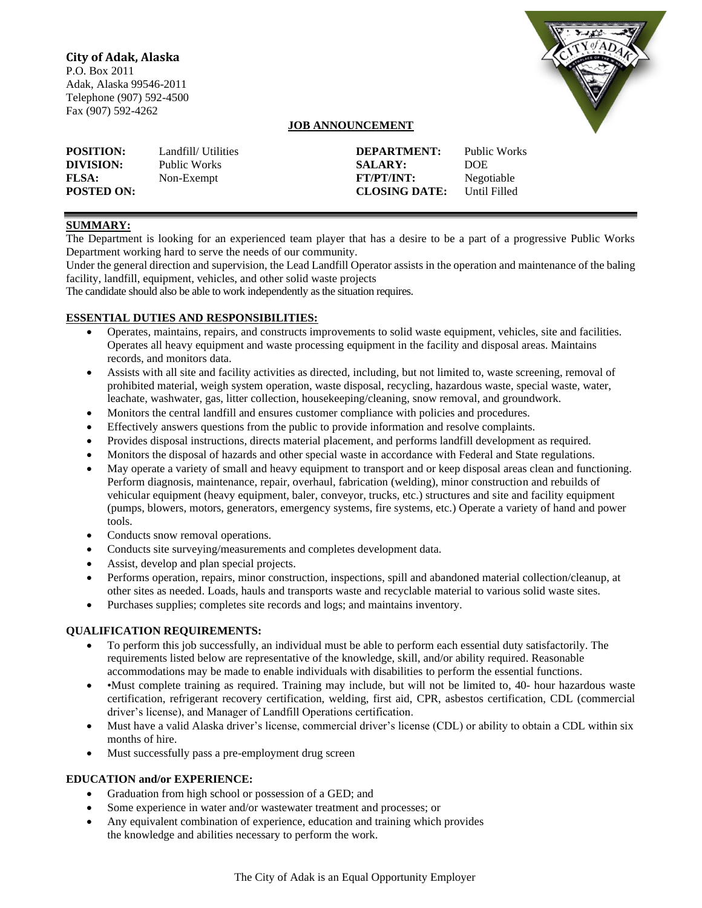**City of Adak, Alaska**
P.O. Box 2011
Adak, Alaska 99546-2011
Telephone (907) 592-4500
Fax (907) 592-4262

**JOB ANNOUNCEMENT**

| | | | |
|---|---|---|---|
| **POSITION:** | Landfill/ Utilities | **DEPARTMENT:** | Public Works |
| **DIVISION:** | Public Works | **SALARY:** | DOE |
| **FLSA:** | Non-Exempt | **FT/PT/INT:** | Negotiable |
| **POSTED ON:** | | **CLOSING DATE:** | Until Filled |

## SUMMARY:

The Department is looking for an experienced team player that has a desire to be a part of a progressive Public Works Department working hard to serve the needs of our community.

Under the general direction and supervision, the Lead Landfill Operator assists in the operation and maintenance of the baling facility, landfill, equipment, vehicles, and other solid waste projects

The candidate should also be able to work independently as the situation requires.

## ESSENTIAL DUTIES AND RESPONSIBILITIES:

- Operates, maintains, repairs, and constructs improvements to solid waste equipment, vehicles, site and facilities. Operates all heavy equipment and waste processing equipment in the facility and disposal areas. Maintains records, and monitors data.
- Assists with all site and facility activities as directed, including, but not limited to, waste screening, removal of prohibited material, weigh system operation, waste disposal, recycling, hazardous waste, special waste, water, leachate, washwater, gas, litter collection, housekeeping/cleaning, snow removal, and groundwork.
- Monitors the central landfill and ensures customer compliance with policies and procedures.
- Effectively answers questions from the public to provide information and resolve complaints.
- Provides disposal instructions, directs material placement, and performs landfill development as required.
- Monitors the disposal of hazards and other special waste in accordance with Federal and State regulations.
- May operate a variety of small and heavy equipment to transport and or keep disposal areas clean and functioning. Perform diagnosis, maintenance, repair, overhaul, fabrication (welding), minor construction and rebuilds of vehicular equipment (heavy equipment, baler, conveyor, trucks, etc.) structures and site and facility equipment (pumps, blowers, motors, generators, emergency systems, fire systems, etc.) Operate a variety of hand and power tools.
- Conducts snow removal operations.
- Conducts site surveying/measurements and completes development data.
- Assist, develop and plan special projects.
- Performs operation, repairs, minor construction, inspections, spill and abandoned material collection/cleanup, at other sites as needed. Loads, hauls and transports waste and recyclable material to various solid waste sites.
- Purchases supplies; completes site records and logs; and maintains inventory.

## QUALIFICATION REQUIREMENTS:

- To perform this job successfully, an individual must be able to perform each essential duty satisfactorily. The requirements listed below are representative of the knowledge, skill, and/or ability required. Reasonable accommodations may be made to enable individuals with disabilities to perform the essential functions.
- •Must complete training as required. Training may include, but will not be limited to, 40- hour hazardous waste certification, refrigerant recovery certification, welding, first aid, CPR, asbestos certification, CDL (commercial driver's license), and Manager of Landfill Operations certification.
- Must have a valid Alaska driver's license, commercial driver's license (CDL) or ability to obtain a CDL within six months of hire.
- Must successfully pass a pre-employment drug screen

## EDUCATION and/or EXPERIENCE:

- Graduation from high school or possession of a GED; and
- Some experience in water and/or wastewater treatment and processes; or
- Any equivalent combination of experience, education and training which provides the knowledge and abilities necessary to perform the work.

The City of Adak is an Equal Opportunity Employer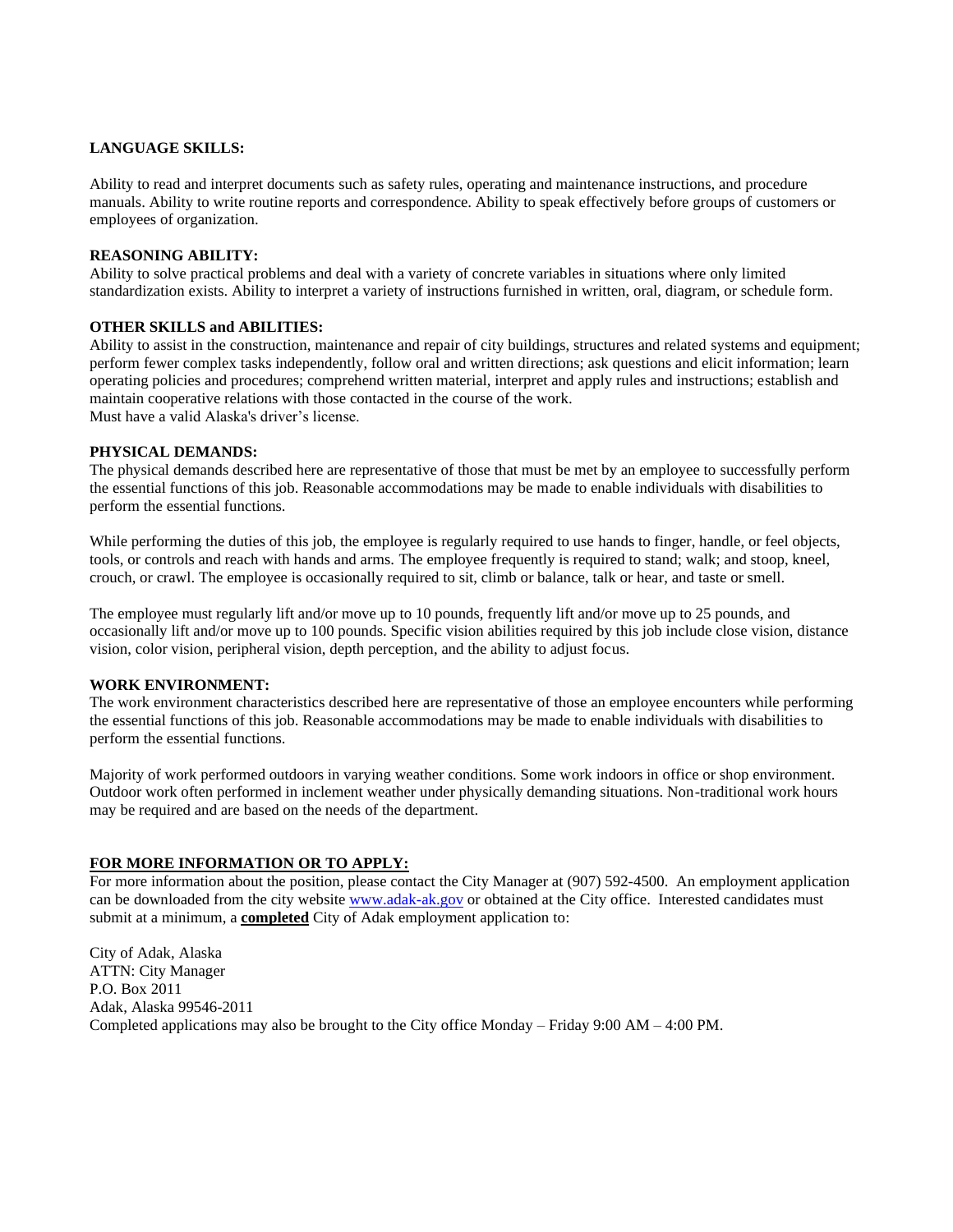**LANGUAGE SKILLS:**

Ability to read and interpret documents such as safety rules, operating and maintenance instructions, and procedure manuals. Ability to write routine reports and correspondence. Ability to speak effectively before groups of customers or employees of organization.

**REASONING ABILITY:**

Ability to solve practical problems and deal with a variety of concrete variables in situations where only limited standardization exists. Ability to interpret a variety of instructions furnished in written, oral, diagram, or schedule form.

**OTHER SKILLS and ABILITIES:**

Ability to assist in the construction, maintenance and repair of city buildings, structures and related systems and equipment; perform fewer complex tasks independently, follow oral and written directions; ask questions and elicit information; learn operating policies and procedures; comprehend written material, interpret and apply rules and instructions; establish and maintain cooperative relations with those contacted in the course of the work.
Must have a valid Alaska's driver's license.

**PHYSICAL DEMANDS:**

The physical demands described here are representative of those that must be met by an employee to successfully perform the essential functions of this job. Reasonable accommodations may be made to enable individuals with disabilities to perform the essential functions.

While performing the duties of this job, the employee is regularly required to use hands to finger, handle, or feel objects, tools, or controls and reach with hands and arms. The employee frequently is required to stand; walk; and stoop, kneel, crouch, or crawl. The employee is occasionally required to sit, climb or balance, talk or hear, and taste or smell.

The employee must regularly lift and/or move up to 10 pounds, frequently lift and/or move up to 25 pounds, and occasionally lift and/or move up to 100 pounds. Specific vision abilities required by this job include close vision, distance vision, color vision, peripheral vision, depth perception, and the ability to adjust focus.

**WORK ENVIRONMENT:**

The work environment characteristics described here are representative of those an employee encounters while performing the essential functions of this job. Reasonable accommodations may be made to enable individuals with disabilities to perform the essential functions.

Majority of work performed outdoors in varying weather conditions. Some work indoors in office or shop environment. Outdoor work often performed in inclement weather under physically demanding situations. Non-traditional work hours may be required and are based on the needs of the department.

**FOR MORE INFORMATION OR TO APPLY:**

For more information about the position, please contact the City Manager at (907) 592-4500. An employment application can be downloaded from the city website www.adak-ak.gov or obtained at the City office. Interested candidates must submit at a minimum, a **completed** City of Adak employment application to:

City of Adak, Alaska
ATTN: City Manager
P.O. Box 2011
Adak, Alaska 99546-2011
Completed applications may also be brought to the City office Monday – Friday 9:00 AM – 4:00 PM.